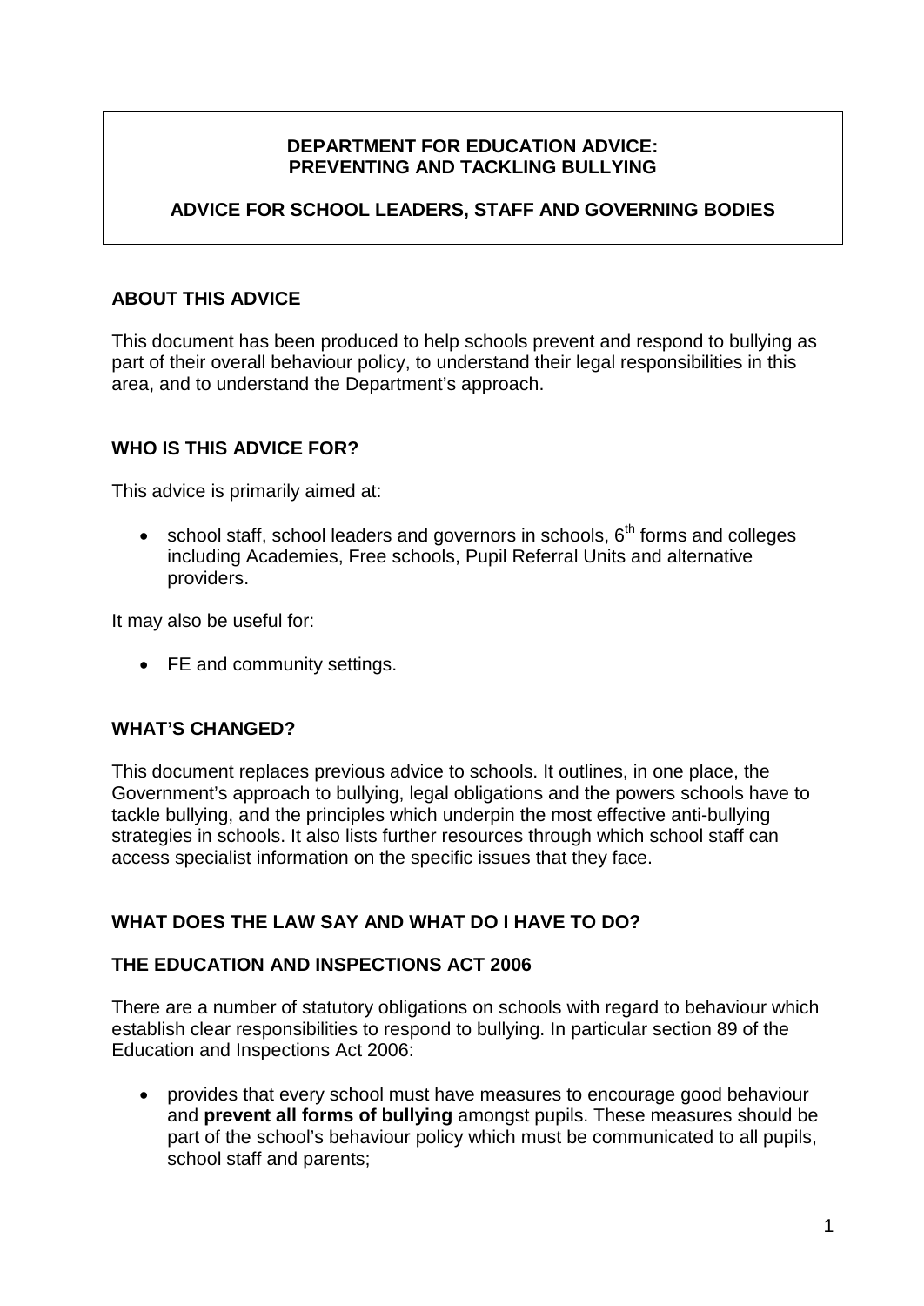# DEPARTMENT FOR EDUCATION ADVICE: PREVENTING AND TACKLING BULLYING

## ADVICE FOR SCHOOL LEADERS, STAFF AND GOVERNING BODIES

### ABOUT THIS ADVICE

This document has been produced to help schools prevent and respond to bullying as part of their overall behaviour policy, to understand their legal responsibilities in this area, and to understand the Department's approach.

### WHO IS THIS ADVICE FOR?

This advice is primarily aimed at:

- school staff, school leaders and governors in schools, 6th forms and colleges including Academies, Free schools, Pupil Referral Units and alternative providers.

It may also be useful for:

- FE and community settings.

### WHAT'S CHANGED?

This document replaces previous advice to schools. It outlines, in one place, the Government's approach to bullying, legal obligations and the powers schools have to tackle bullying, and the principles which underpin the most effective anti-bullying strategies in schools. It also lists further resources through which school staff can access specialist information on the specific issues that they face.

### WHAT DOES THE LAW SAY AND WHAT DO I HAVE TO DO?

### THE EDUCATION AND INSPECTIONS ACT 2006

There are a number of statutory obligations on schools with regard to behaviour which establish clear responsibilities to respond to bullying. In particular section 89 of the Education and Inspections Act 2006:

- provides that every school must have measures to encourage good behaviour and **prevent all forms of bullying** amongst pupils. These measures should be part of the school's behaviour policy which must be communicated to all pupils, school staff and parents;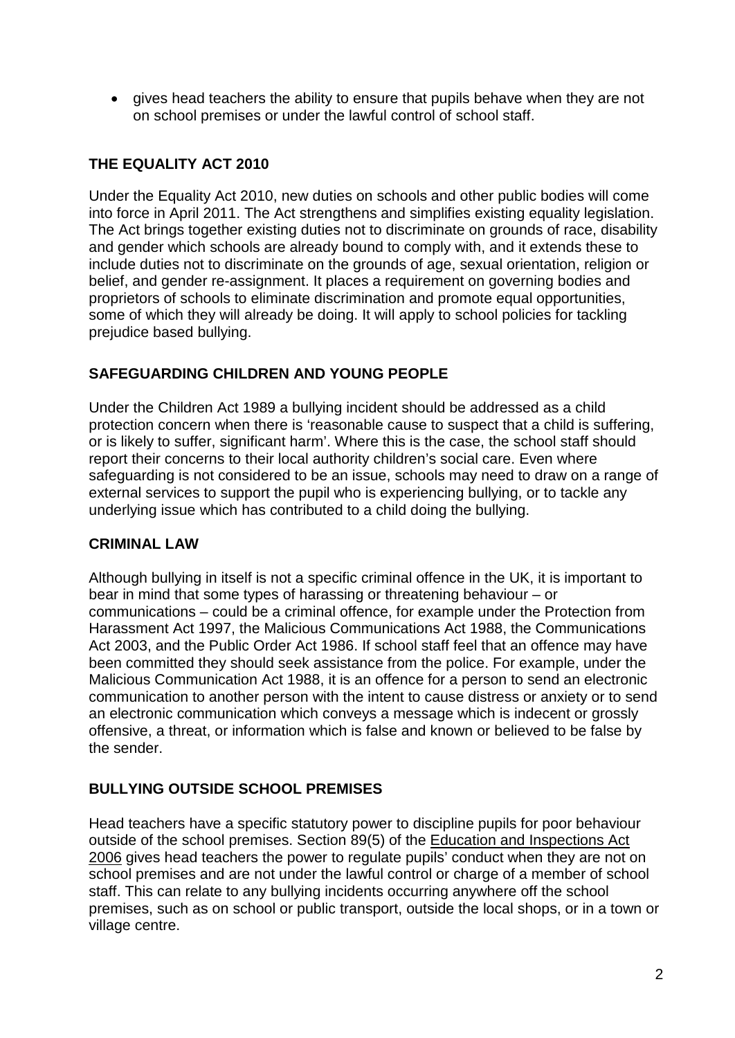- gives head teachers the ability to ensure that pupils behave when they are not on school premises or under the lawful control of school staff.

## THE EQUALITY ACT 2010

Under the Equality Act 2010, new duties on schools and other public bodies will come into force in April 2011. The Act strengthens and simplifies existing equality legislation. The Act brings together existing duties not to discriminate on grounds of race, disability and gender which schools are already bound to comply with, and it extends these to include duties not to discriminate on the grounds of age, sexual orientation, religion or belief, and gender re-assignment. It places a requirement on governing bodies and proprietors of schools to eliminate discrimination and promote equal opportunities, some of which they will already be doing. It will apply to school policies for tackling prejudice based bullying.

## SAFEGUARDING CHILDREN AND YOUNG PEOPLE

Under the Children Act 1989 a bullying incident should be addressed as a child protection concern when there is 'reasonable cause to suspect that a child is suffering, or is likely to suffer, significant harm'. Where this is the case, the school staff should report their concerns to their local authority children's social care. Even where safeguarding is not considered to be an issue, schools may need to draw on a range of external services to support the pupil who is experiencing bullying, or to tackle any underlying issue which has contributed to a child doing the bullying.

## CRIMINAL LAW

Although bullying in itself is not a specific criminal offence in the UK, it is important to bear in mind that some types of harassing or threatening behaviour – or communications – could be a criminal offence, for example under the Protection from Harassment Act 1997, the Malicious Communications Act 1988, the Communications Act 2003, and the Public Order Act 1986. If school staff feel that an offence may have been committed they should seek assistance from the police. For example, under the Malicious Communication Act 1988, it is an offence for a person to send an electronic communication to another person with the intent to cause distress or anxiety or to send an electronic communication which conveys a message which is indecent or grossly offensive, a threat, or information which is false and known or believed to be false by the sender.

## BULLYING OUTSIDE SCHOOL PREMISES

Head teachers have a specific statutory power to discipline pupils for poor behaviour outside of the school premises. Section 89(5) of the Education and Inspections Act 2006 gives head teachers the power to regulate pupils' conduct when they are not on school premises and are not under the lawful control or charge of a member of school staff. This can relate to any bullying incidents occurring anywhere off the school premises, such as on school or public transport, outside the local shops, or in a town or village centre.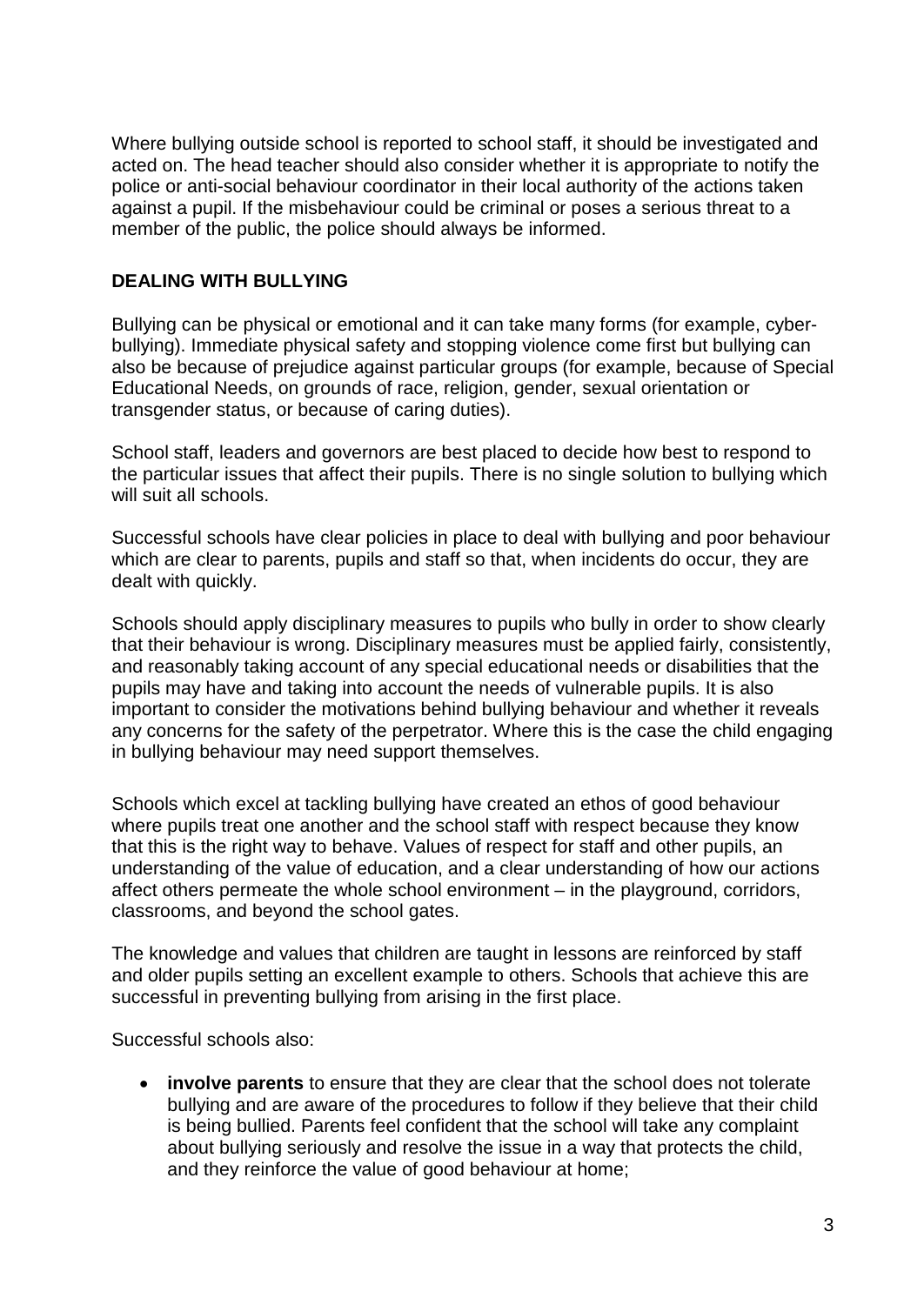Where bullying outside school is reported to school staff, it should be investigated and acted on. The head teacher should also consider whether it is appropriate to notify the police or anti-social behaviour coordinator in their local authority of the actions taken against a pupil. If the misbehaviour could be criminal or poses a serious threat to a member of the public, the police should always be informed.

## DEALING WITH BULLYING

Bullying can be physical or emotional and it can take many forms (for example, cyber-bullying). Immediate physical safety and stopping violence come first but bullying can also be because of prejudice against particular groups (for example, because of Special Educational Needs, on grounds of race, religion, gender, sexual orientation or transgender status, or because of caring duties).

School staff, leaders and governors are best placed to decide how best to respond to the particular issues that affect their pupils. There is no single solution to bullying which will suit all schools.

Successful schools have clear policies in place to deal with bullying and poor behaviour which are clear to parents, pupils and staff so that, when incidents do occur, they are dealt with quickly.

Schools should apply disciplinary measures to pupils who bully in order to show clearly that their behaviour is wrong. Disciplinary measures must be applied fairly, consistently, and reasonably taking account of any special educational needs or disabilities that the pupils may have and taking into account the needs of vulnerable pupils. It is also important to consider the motivations behind bullying behaviour and whether it reveals any concerns for the safety of the perpetrator. Where this is the case the child engaging in bullying behaviour may need support themselves.

Schools which excel at tackling bullying have created an ethos of good behaviour where pupils treat one another and the school staff with respect because they know that this is the right way to behave. Values of respect for staff and other pupils, an understanding of the value of education, and a clear understanding of how our actions affect others permeate the whole school environment – in the playground, corridors, classrooms, and beyond the school gates.

The knowledge and values that children are taught in lessons are reinforced by staff and older pupils setting an excellent example to others. Schools that achieve this are successful in preventing bullying from arising in the first place.

Successful schools also:

- **involve parents** to ensure that they are clear that the school does not tolerate bullying and are aware of the procedures to follow if they believe that their child is being bullied. Parents feel confident that the school will take any complaint about bullying seriously and resolve the issue in a way that protects the child, and they reinforce the value of good behaviour at home;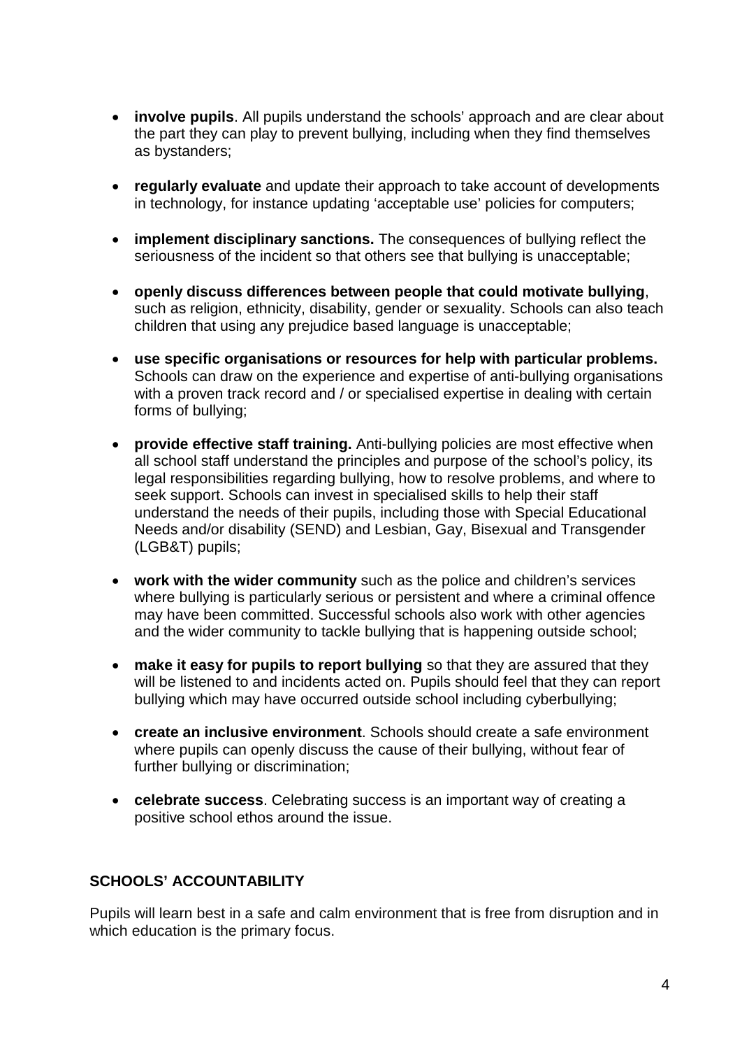- **involve pupils**. All pupils understand the schools' approach and are clear about the part they can play to prevent bullying, including when they find themselves as bystanders;

- **regularly evaluate** and update their approach to take account of developments in technology, for instance updating 'acceptable use' policies for computers;

- **implement disciplinary sanctions.** The consequences of bullying reflect the seriousness of the incident so that others see that bullying is unacceptable;

- **openly discuss differences between people that could motivate bullying**, such as religion, ethnicity, disability, gender or sexuality. Schools can also teach children that using any prejudice based language is unacceptable;

- **use specific organisations or resources for help with particular problems.** Schools can draw on the experience and expertise of anti-bullying organisations with a proven track record and / or specialised expertise in dealing with certain forms of bullying;

- **provide effective staff training.** Anti-bullying policies are most effective when all school staff understand the principles and purpose of the school's policy, its legal responsibilities regarding bullying, how to resolve problems, and where to seek support. Schools can invest in specialised skills to help their staff understand the needs of their pupils, including those with Special Educational Needs and/or disability (SEND) and Lesbian, Gay, Bisexual and Transgender (LGB&T) pupils;

- **work with the wider community** such as the police and children's services where bullying is particularly serious or persistent and where a criminal offence may have been committed. Successful schools also work with other agencies and the wider community to tackle bullying that is happening outside school;

- **make it easy for pupils to report bullying** so that they are assured that they will be listened to and incidents acted on. Pupils should feel that they can report bullying which may have occurred outside school including cyberbullying;

- **create an inclusive environment**. Schools should create a safe environment where pupils can openly discuss the cause of their bullying, without fear of further bullying or discrimination;

- **celebrate success**. Celebrating success is an important way of creating a positive school ethos around the issue.

## SCHOOLS' ACCOUNTABILITY

Pupils will learn best in a safe and calm environment that is free from disruption and in which education is the primary focus.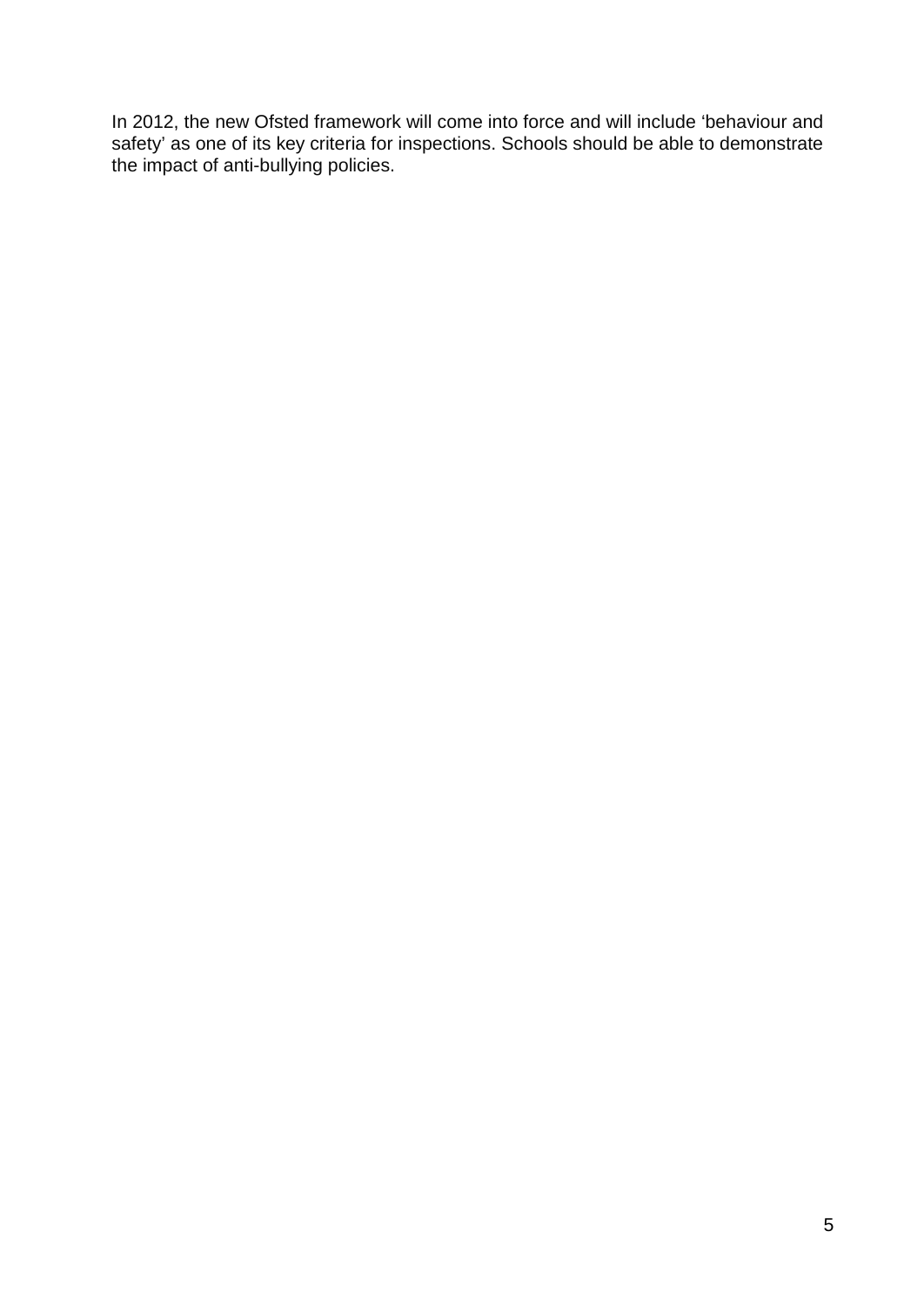In 2012, the new Ofsted framework will come into force and will include ‘behaviour and safety’ as one of its key criteria for inspections. Schools should be able to demonstrate the impact of anti-bullying policies.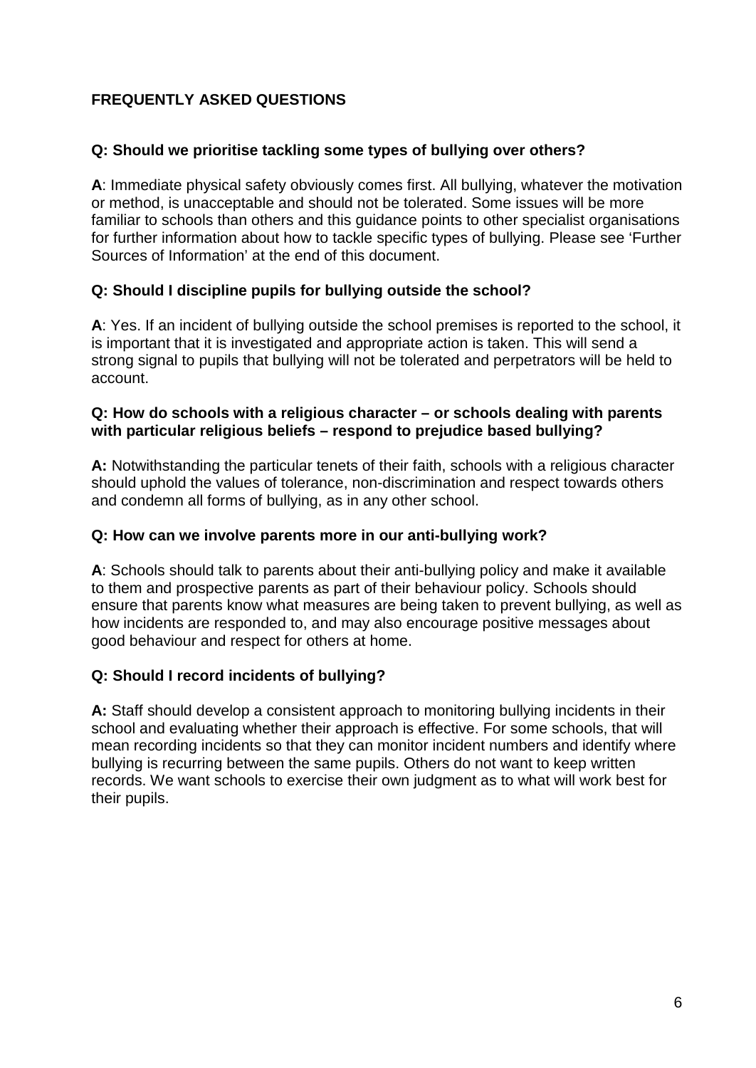## FREQUENTLY ASKED QUESTIONS

### Q: Should we prioritise tackling some types of bullying over others?

**A**: Immediate physical safety obviously comes first. All bullying, whatever the motivation or method, is unacceptable and should not be tolerated. Some issues will be more familiar to schools than others and this guidance points to other specialist organisations for further information about how to tackle specific types of bullying. Please see 'Further Sources of Information' at the end of this document.

### Q: Should I discipline pupils for bullying outside the school?

**A**: Yes. If an incident of bullying outside the school premises is reported to the school, it is important that it is investigated and appropriate action is taken. This will send a strong signal to pupils that bullying will not be tolerated and perpetrators will be held to account.

### Q: How do schools with a religious character – or schools dealing with parents with particular religious beliefs – respond to prejudice based bullying?

**A:** Notwithstanding the particular tenets of their faith, schools with a religious character should uphold the values of tolerance, non-discrimination and respect towards others and condemn all forms of bullying, as in any other school.

### Q: How can we involve parents more in our anti-bullying work?

**A**: Schools should talk to parents about their anti-bullying policy and make it available to them and prospective parents as part of their behaviour policy. Schools should ensure that parents know what measures are being taken to prevent bullying, as well as how incidents are responded to, and may also encourage positive messages about good behaviour and respect for others at home.

### Q: Should I record incidents of bullying?

**A:** Staff should develop a consistent approach to monitoring bullying incidents in their school and evaluating whether their approach is effective. For some schools, that will mean recording incidents so that they can monitor incident numbers and identify where bullying is recurring between the same pupils. Others do not want to keep written records. We want schools to exercise their own judgment as to what will work best for their pupils.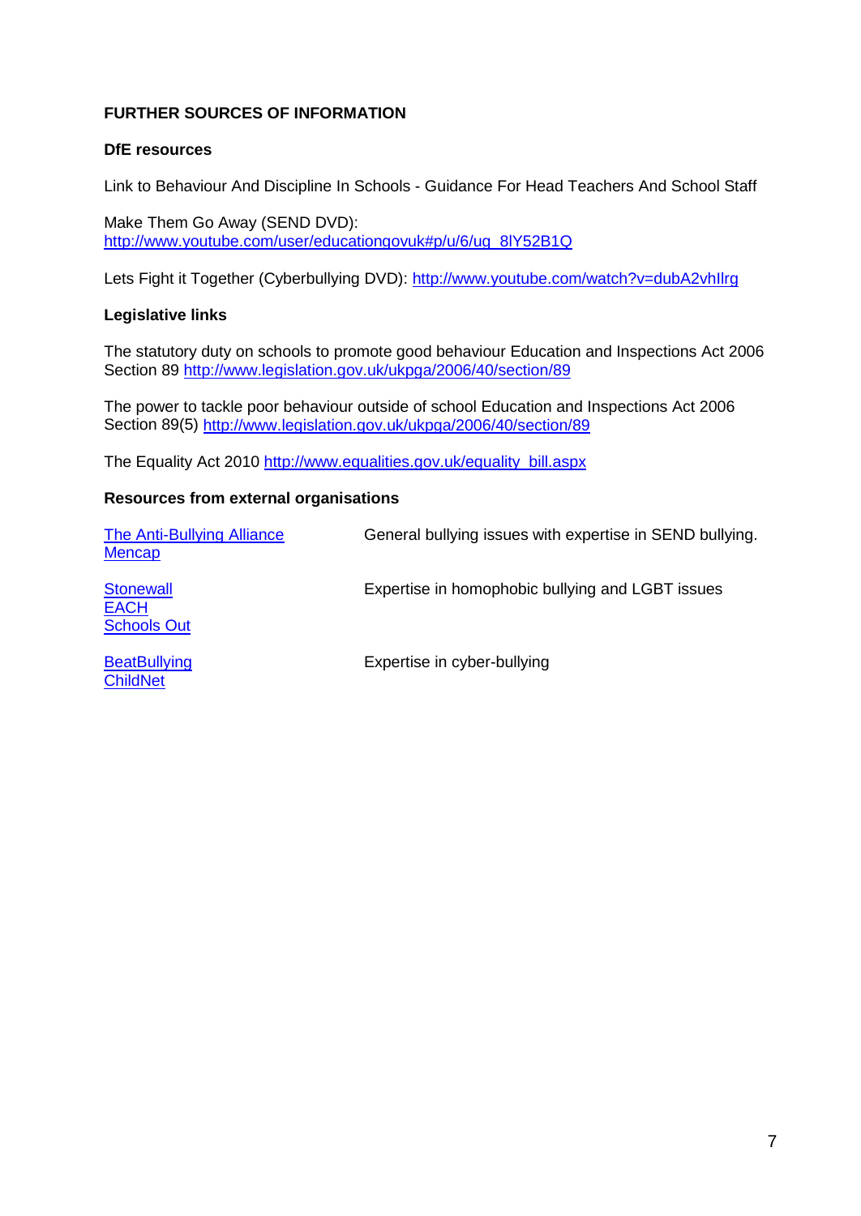## FURTHER SOURCES OF INFORMATION

### DfE resources

Link to Behaviour And Discipline In Schools - Guidance For Head Teachers And School Staff

Make Them Go Away (SEND DVD):
http://www.youtube.com/user/educationgovuk#p/u/6/uq_8lY52B1Q

Lets Fight it Together (Cyberbullying DVD): http://www.youtube.com/watch?v=dubA2vhIlrg

### Legislative links

The statutory duty on schools to promote good behaviour Education and Inspections Act 2006 Section 89 http://www.legislation.gov.uk/ukpga/2006/40/section/89

The power to tackle poor behaviour outside of school Education and Inspections Act 2006 Section 89(5) http://www.legislation.gov.uk/ukpga/2006/40/section/89

The Equality Act 2010 http://www.equalities.gov.uk/equality_bill.aspx

### Resources from external organisations

| | |
|---|---|
| The Anti-Bullying Alliance<br>Mencap | General bullying issues with expertise in SEND bullying. |
| Stonewall<br>EACH<br>Schools Out | Expertise in homophobic bullying and LGBT issues |
| BeatBullying<br>ChildNet | Expertise in cyber-bullying |